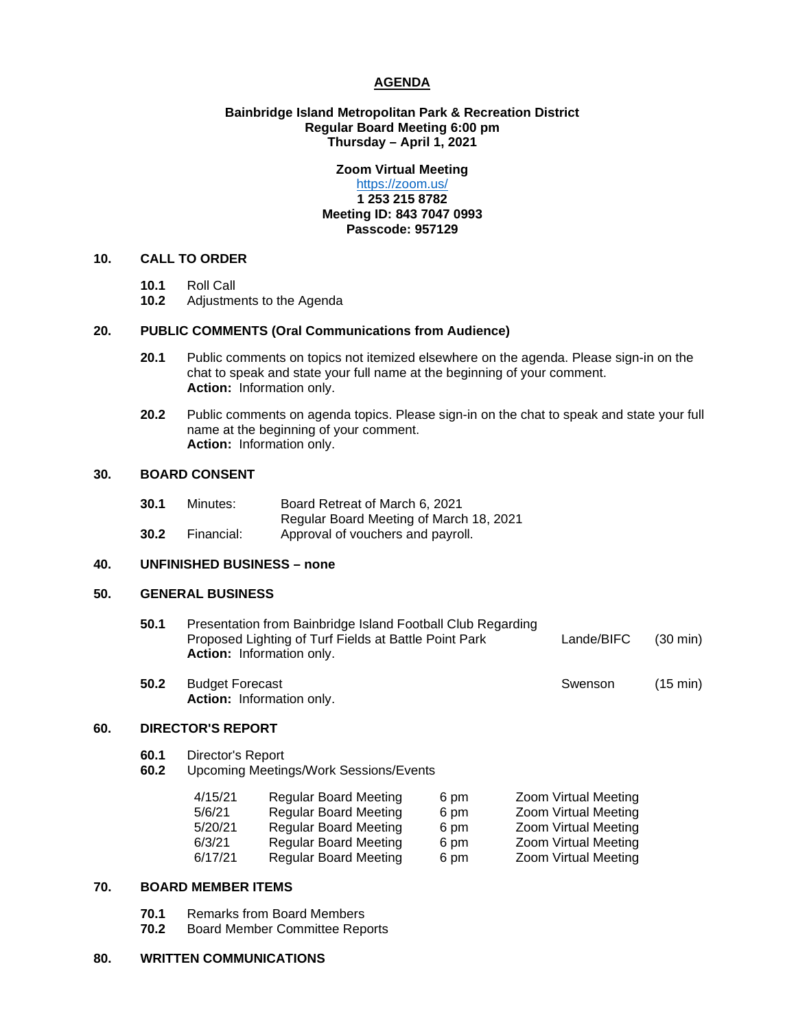# AGENDA

**Bainbridge Island Metropolitan Park & Recreation District**
**Regular Board Meeting 6:00 pm**
**Thursday – April 1, 2021**

**Zoom Virtual Meeting**
https://zoom.us/
**1 253 215 8782**
**Meeting ID: 843 7047 0993**
**Passcode: 957129**

## 10. CALL TO ORDER

**10.1** Roll Call
**10.2** Adjustments to the Agenda

## 20. PUBLIC COMMENTS (Oral Communications from Audience)

**20.1** Public comments on topics not itemized elsewhere on the agenda. Please sign-in on the chat to speak and state your full name at the beginning of your comment.
**Action:** Information only.

**20.2** Public comments on agenda topics. Please sign-in on the chat to speak and state your full name at the beginning of your comment.
**Action:** Information only.

## 30. BOARD CONSENT

**30.1** Minutes: Board Retreat of March 6, 2021
Regular Board Meeting of March 18, 2021
**30.2** Financial: Approval of vouchers and payroll.

## 40. UNFINISHED BUSINESS – none

## 50. GENERAL BUSINESS

**50.1** Presentation from Bainbridge Island Football Club Regarding Proposed Lighting of Turf Fields at Battle Point Park — Lande/BIFC (30 min)
**Action:** Information only.

**50.2** Budget Forecast — Swenson (15 min)
**Action:** Information only.

## 60. DIRECTOR'S REPORT

**60.1** Director's Report
**60.2** Upcoming Meetings/Work Sessions/Events

| | | | |
|---|---|---|---|
| 4/15/21 | Regular Board Meeting | 6 pm | Zoom Virtual Meeting |
| 5/6/21 | Regular Board Meeting | 6 pm | Zoom Virtual Meeting |
| 5/20/21 | Regular Board Meeting | 6 pm | Zoom Virtual Meeting |
| 6/3/21 | Regular Board Meeting | 6 pm | Zoom Virtual Meeting |
| 6/17/21 | Regular Board Meeting | 6 pm | Zoom Virtual Meeting |

## 70. BOARD MEMBER ITEMS

**70.1** Remarks from Board Members
**70.2** Board Member Committee Reports

## 80. WRITTEN COMMUNICATIONS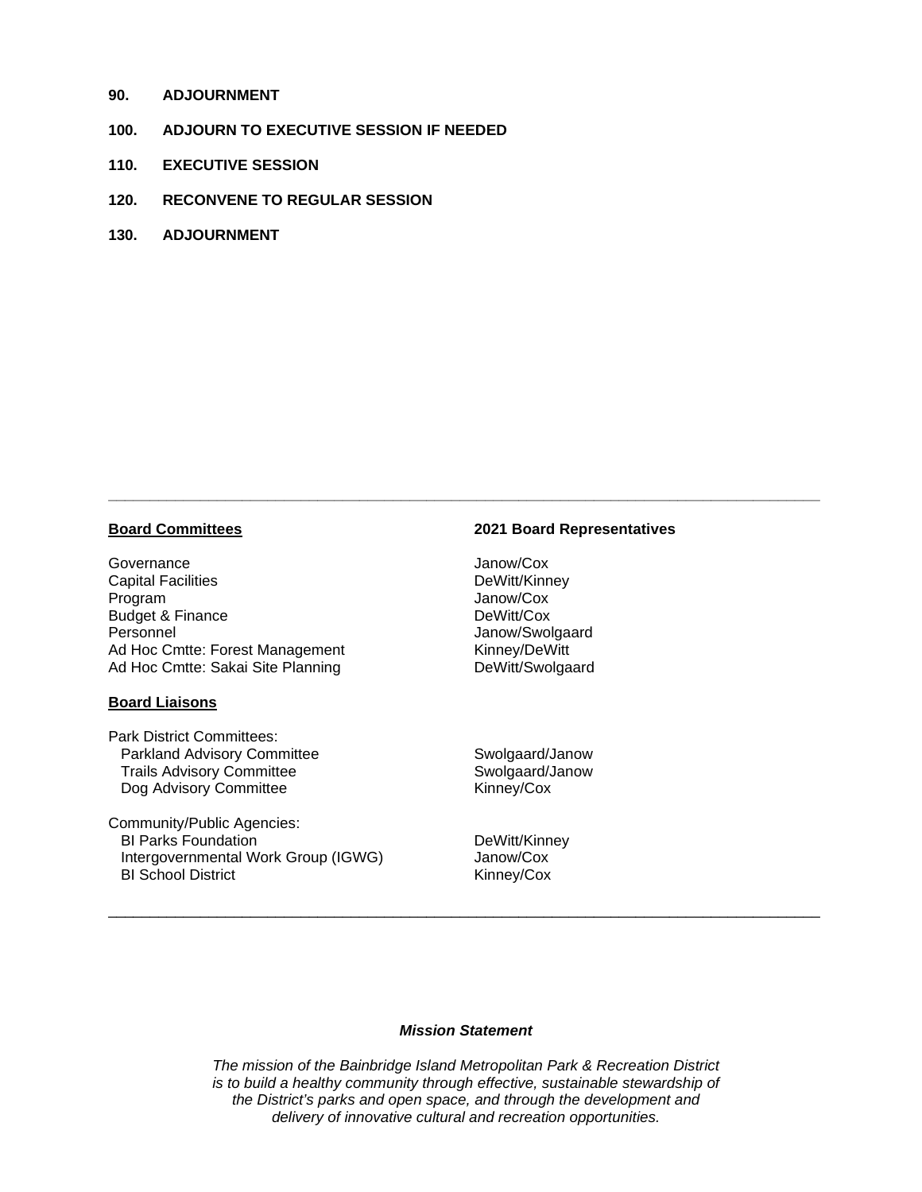**90. ADJOURNMENT**

**100. ADJOURN TO EXECUTIVE SESSION IF NEEDED**

**110. EXECUTIVE SESSION**

**120. RECONVENE TO REGULAR SESSION**

**130. ADJOURNMENT**

---

| **<u>Board Committees</u>** | **2021 Board Representatives** |
| --- | --- |
| Governance | Janow/Cox |
| Capital Facilities | DeWitt/Kinney |
| Program | Janow/Cox |
| Budget & Finance | DeWitt/Cox |
| Personnel | Janow/Swolgaard |
| Ad Hoc Cmtte: Forest Management | Kinney/DeWitt |
| Ad Hoc Cmtte: Sakai Site Planning | DeWitt/Swolgaard |

**<u>Board Liaisons</u>**

| | |
| --- | --- |
| Park District Committees: | |
| Parkland Advisory Committee | Swolgaard/Janow |
| Trails Advisory Committee | Swolgaard/Janow |
| Dog Advisory Committee | Kinney/Cox |
| Community/Public Agencies: | |
| BI Parks Foundation | DeWitt/Kinney |
| Intergovernmental Work Group (IGWG) | Janow/Cox |
| BI School District | Kinney/Cox |

---

***Mission Statement***

*The mission of the Bainbridge Island Metropolitan Park & Recreation District is to build a healthy community through effective, sustainable stewardship of the District's parks and open space, and through the development and delivery of innovative cultural and recreation opportunities.*